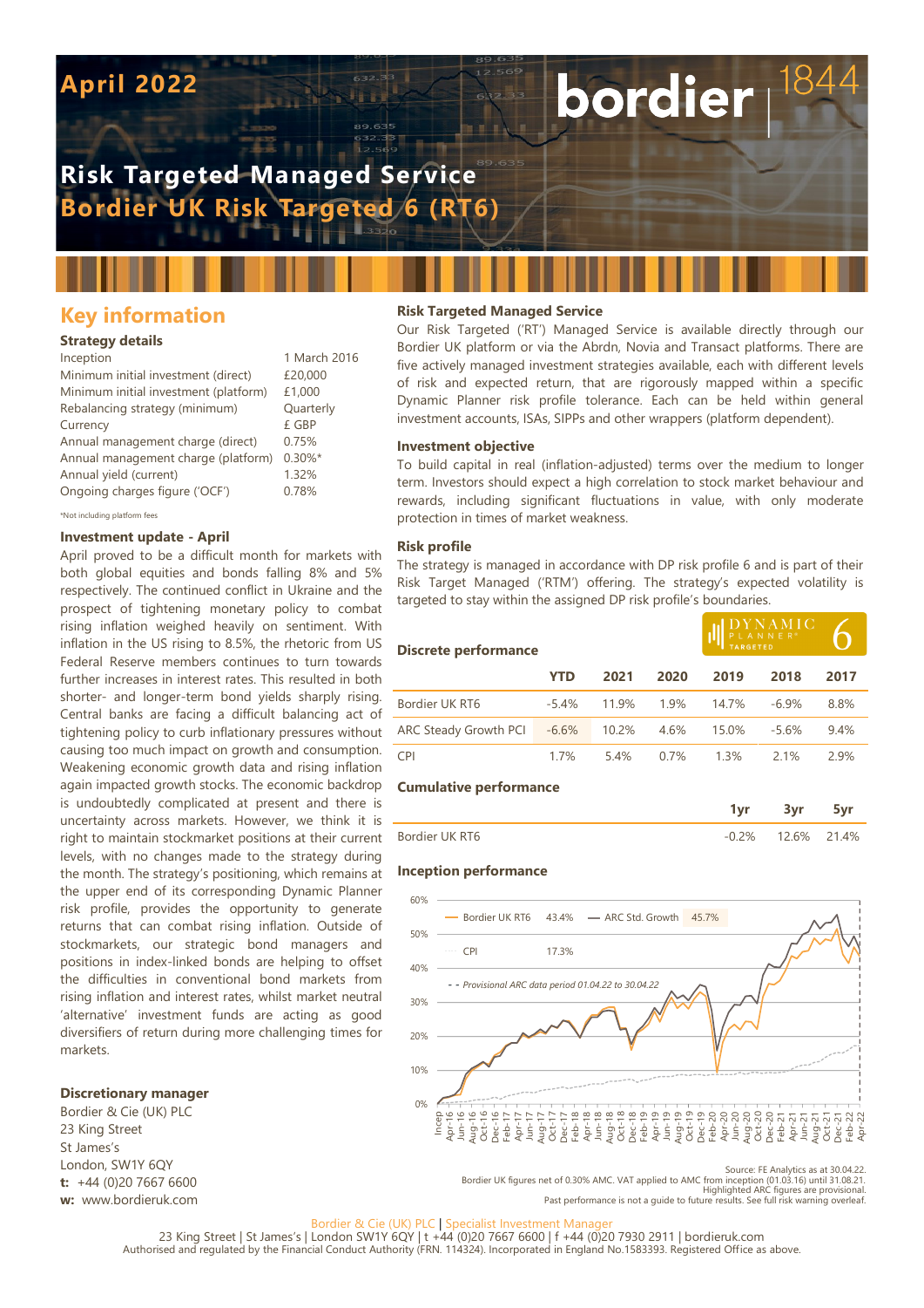# April 2022

# Risk Targeted Managed Service
# Bordier UK Risk Targeted 6 (RT6)

## Key information

### Strategy details

| | |
|---|---|
| Inception | 1 March 2016 |
| Minimum initial investment (direct) | £20,000 |
| Minimum initial investment (platform) | £1,000 |
| Rebalancing strategy (minimum) | Quarterly |
| Currency | £ GBP |
| Annual management charge (direct) | 0.75% |
| Annual management charge (platform) | 0.30%* |
| Annual yield (current) | 1.32% |
| Ongoing charges figure ('OCF') | 0.78% |

*Not including platform fees

### Investment update - April

April proved to be a difficult month for markets with both global equities and bonds falling 8% and 5% respectively. The continued conflict in Ukraine and the prospect of tightening monetary policy to combat rising inflation weighed heavily on sentiment. With inflation in the US rising to 8.5%, the rhetoric from US Federal Reserve members continues to turn towards further increases in interest rates. This resulted in both shorter- and longer-term bond yields sharply rising. Central banks are facing a difficult balancing act of tightening policy to curb inflationary pressures without causing too much impact on growth and consumption. Weakening economic growth data and rising inflation again impacted growth stocks. The economic backdrop is undoubtedly complicated at present and there is uncertainty across markets. However, we think it is right to maintain stockmarket positions at their current levels, with no changes made to the strategy during the month. The strategy's positioning, which remains at the upper end of its corresponding Dynamic Planner risk profile, provides the opportunity to generate returns that can combat rising inflation. Outside of stockmarkets, our strategic bond managers and positions in index-linked bonds are helping to offset the difficulties in conventional bond markets from rising inflation and interest rates, whilst market neutral 'alternative' investment funds are acting as good diversifiers of return during more challenging times for markets.

### Discretionary manager

Bordier & Cie (UK) PLC
23 King Street
St James's
London, SW1Y 6QY
**t:** +44 (0)20 7667 6600
**w:** www.bordieruk.com

### Risk Targeted Managed Service

Our Risk Targeted ('RT') Managed Service is available directly through our Bordier UK platform or via the Abrdn, Novia and Transact platforms. There are five actively managed investment strategies available, each with different levels of risk and expected return, that are rigorously mapped within a specific Dynamic Planner risk profile tolerance. Each can be held within general investment accounts, ISAs, SIPPs and other wrappers (platform dependent).

### Investment objective

To build capital in real (inflation-adjusted) terms over the medium to longer term. Investors should expect a high correlation to stock market behaviour and rewards, including significant fluctuations in value, with only moderate protection in times of market weakness.

### Risk profile

The strategy is managed in accordance with DP risk profile 6 and is part of their Risk Target Managed ('RTM') offering. The strategy's expected volatility is targeted to stay within the assigned DP risk profile's boundaries.

### Discrete performance

DYNAMIC PLANNER® TARGETED 6

| | YTD | 2021 | 2020 | 2019 | 2018 | 2017 |
|---|---|---|---|---|---|---|
| Bordier UK RT6 | -5.4% | 11.9% | 1.9% | 14.7% | -6.9% | 8.8% |
| ARC Steady Growth PCI | -6.6% | 10.2% | 4.6% | 15.0% | -5.6% | 9.4% |
| CPI | 1.7% | 5.4% | 0.7% | 1.3% | 2.1% | 2.9% |

### Cumulative performance

| | 1yr | 3yr | 5yr |
|---|---|---|---|
| Bordier UK RT6 | -0.2% | 12.6% | 21.4% |

### Inception performance

Bordier UK RT6 43.4% — ARC Std. Growth 45.7% — CPI 17.3%

*Provisional ARC data period 01.04.22 to 30.04.22*

Source: FE Analytics as at 30.04.22.
Bordier UK figures net of 0.30% AMC. VAT applied to AMC from inception (01.03.16) until 31.08.21.
Highlighted ARC figures are provisional.
Past performance is not a guide to future results. See full risk warning overleaf.

Bordier & Cie (UK) PLC | Specialist Investment Manager
23 King Street | St James's | London SW1Y 6QY | t +44 (0)20 7667 6600 | f +44 (0)20 7930 2911 | bordieruk.com
Authorised and regulated by the Financial Conduct Authority (FRN. 114324). Incorporated in England No.1583393. Registered Office as above.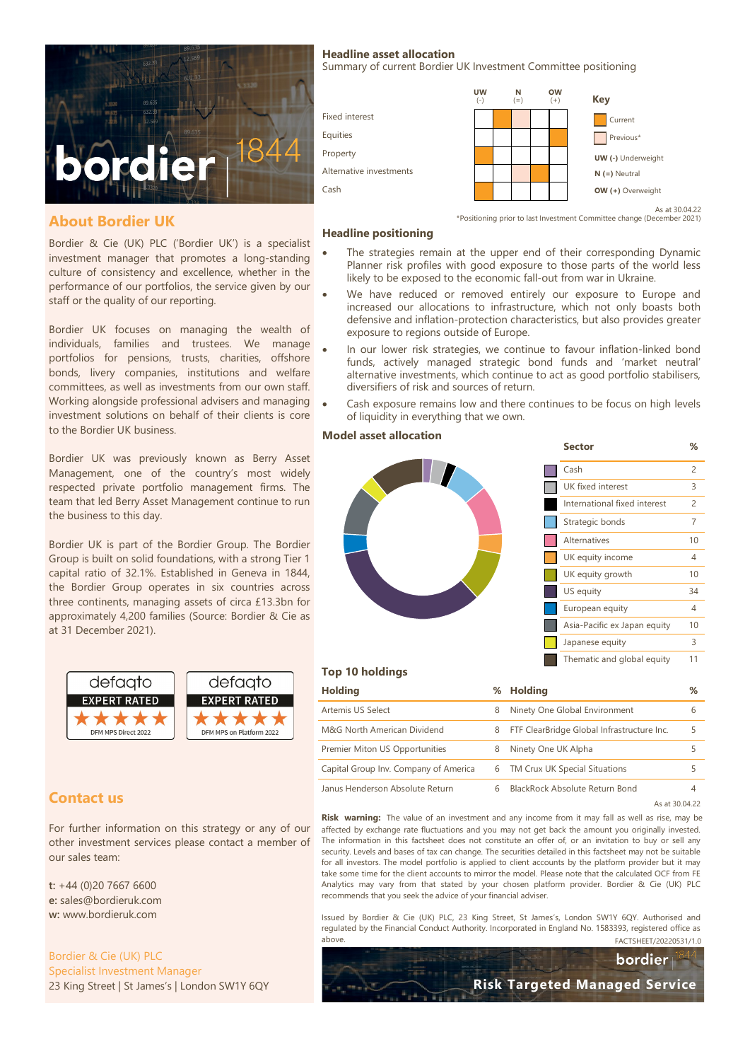## About Bordier UK

Bordier & Cie (UK) PLC ('Bordier UK') is a specialist investment manager that promotes a long-standing culture of consistency and excellence, whether in the performance of our portfolios, the service given by our staff or the quality of our reporting.

Bordier UK focuses on managing the wealth of individuals, families and trustees. We manage portfolios for pensions, trusts, charities, offshore bonds, livery companies, institutions and welfare committees, as well as investments from our own staff. Working alongside professional advisers and managing investment solutions on behalf of their clients is core to the Bordier UK business.

Bordier UK was previously known as Berry Asset Management, one of the country's most widely respected private portfolio management firms. The team that led Berry Asset Management continue to run the business to this day.

Bordier UK is part of the Bordier Group. The Bordier Group is built on solid foundations, with a strong Tier 1 capital ratio of 32.1%. Established in Geneva in 1844, the Bordier Group operates in six countries across three continents, managing assets of circa £13.3bn for approximately 4,200 families (Source: Bordier & Cie as at 31 December 2021).

defaqto EXPERT RATED DFM MPS Direct 2022

defaqto EXPERT RATED DFM MPS on Platform 2022

## Contact us

For further information on this strategy or any of our other investment services please contact a member of our sales team:

**t:** +44 (0)20 7667 6600
**e:** sales@bordieruk.com
**w:** www.bordieruk.com

Bordier & Cie (UK) PLC
Specialist Investment Manager
23 King Street | St James's | London SW1Y 6QY

## Headline asset allocation

Summary of current Bordier UK Investment Committee positioning

UW (-) N (=) OW (+)

Fixed interest
Equities
Property
Alternative investments
Cash

Key
Current
Previous*
UW (-) Underweight
N (=) Neutral
OW (+) Overweight

As at 30.04.22
*Positioning prior to last Investment Committee change (December 2021)

## Headline positioning

- The strategies remain at the upper end of their corresponding Dynamic Planner risk profiles with good exposure to those parts of the world less likely to be exposed to the economic fall-out from war in Ukraine.
- We have reduced or removed entirely our exposure to Europe and increased our allocations to infrastructure, which not only boasts both defensive and inflation-protection characteristics, but also provides greater exposure to regions outside of Europe.
- In our lower risk strategies, we continue to favour inflation-linked bond funds, actively managed strategic bond funds and 'market neutral' alternative investments, which continue to act as good portfolio stabilisers, diversifiers of risk and sources of return.
- Cash exposure remains low and there continues to be focus on high levels of liquidity in everything that we own.

## Model asset allocation

| Sector | % |
|---|---|
| Cash | 2 |
| UK fixed interest | 3 |
| International fixed interest | 2 |
| Strategic bonds | 7 |
| Alternatives | 10 |
| UK equity income | 4 |
| UK equity growth | 10 |
| US equity | 34 |
| European equity | 4 |
| Asia-Pacific ex Japan equity | 10 |
| Japanese equity | 3 |
| Thematic and global equity | 11 |

## Top 10 holdings

| Holding | % | Holding | % |
|---|---|---|---|
| Artemis US Select | 8 | Ninety One Global Environment | 6 |
| M&G North American Dividend | 8 | FTF ClearBridge Global Infrastructure Inc. | 5 |
| Premier Miton US Opportunities | 8 | Ninety One UK Alpha | 5 |
| Capital Group Inv. Company of America | 6 | TM Crux UK Special Situations | 5 |
| Janus Henderson Absolute Return | 6 | BlackRock Absolute Return Bond | 4 |

As at 30.04.22

**Risk warning:** The value of an investment and any income from it may fall as well as rise, may be affected by exchange rate fluctuations and you may not get back the amount you originally invested. The information in this factsheet does not constitute an offer of, or an invitation to buy or sell any security. Levels and bases of tax can change. The securities detailed in this factsheet may not be suitable for all investors. The model portfolio is applied to client accounts by the platform provider but it may take some time for the client accounts to mirror the model. Please note that the calculated OCF from FE Analytics may vary from that stated by your chosen platform provider. Bordier & Cie (UK) PLC recommends that you seek the advice of your financial adviser.

Issued by Bordier & Cie (UK) PLC, 23 King Street, St James's, London SW1Y 6QY. Authorised and regulated by the Financial Conduct Authority. Incorporated in England No. 1583393, registered office as above.

FACTSHEET/20220531/1.0

bordier 1844
Risk Targeted Managed Service